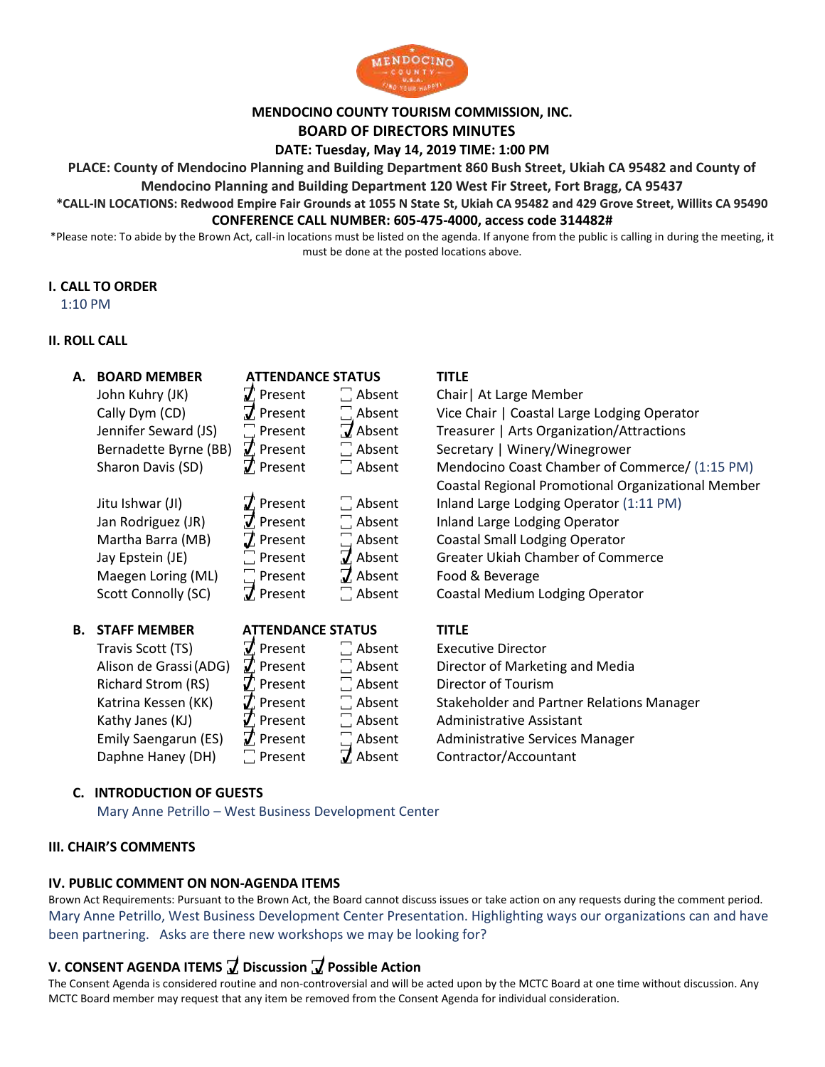# MENDOCINO COUNTY TOURISM COMMISSION, INC.

## BOARD OF DIRECTORS MINUTES

**DATE: Tuesday, May 14, 2019 TIME: 1:00 PM**

**PLACE: County of Mendocino Planning and Building Department 860 Bush Street, Ukiah CA 95482 and County of Mendocino Planning and Building Department 120 West Fir Street, Fort Bragg, CA 95437**

**\*CALL-IN LOCATIONS: Redwood Empire Fair Grounds at 1055 N State St, Ukiah CA 95482 and 429 Grove Street, Willits CA 95490**

**CONFERENCE CALL NUMBER: 605-475-4000, access code 314482#**

\*Please note: To abide by the Brown Act, call-in locations must be listed on the agenda. If anyone from the public is calling in during the meeting, it must be done at the posted locations above.

### I. CALL TO ORDER

1:10 PM

### II. ROLL CALL

**A.**

| BOARD MEMBER | ATTENDANCE STATUS | | TITLE |
|---|---|---|---|
| John Kuhry (JK) | ☑ Present | ☐ Absent | Chair \| At Large Member |
| Cally Dym (CD) | ☑ Present | ☐ Absent | Vice Chair \| Coastal Large Lodging Operator |
| Jennifer Seward (JS) | ☐ Present | ☑ Absent | Treasurer \| Arts Organization/Attractions |
| Bernadette Byrne (BB) | ☑ Present | ☐ Absent | Secretary \| Winery/Winegrower |
| Sharon Davis (SD) | ☑ Present | ☐ Absent | Mendocino Coast Chamber of Commerce/ (1:15 PM) Coastal Regional Promotional Organizational Member |
| Jitu Ishwar (JI) | ☑ Present | ☐ Absent | Inland Large Lodging Operator (1:11 PM) |
| Jan Rodriguez (JR) | ☑ Present | ☐ Absent | Inland Large Lodging Operator |
| Martha Barra (MB) | ☑ Present | ☐ Absent | Coastal Small Lodging Operator |
| Jay Epstein (JE) | ☐ Present | ☑ Absent | Greater Ukiah Chamber of Commerce |
| Maegen Loring (ML) | ☐ Present | ☑ Absent | Food & Beverage |
| Scott Connolly (SC) | ☑ Present | ☐ Absent | Coastal Medium Lodging Operator |

**B.**

| STAFF MEMBER | ATTENDANCE STATUS | | TITLE |
|---|---|---|---|
| Travis Scott (TS) | ☑ Present | ☐ Absent | Executive Director |
| Alison de Grassi (ADG) | ☑ Present | ☐ Absent | Director of Marketing and Media |
| Richard Strom (RS) | ☑ Present | ☐ Absent | Director of Tourism |
| Katrina Kessen (KK) | ☑ Present | ☐ Absent | Stakeholder and Partner Relations Manager |
| Kathy Janes (KJ) | ☑ Present | ☐ Absent | Administrative Assistant |
| Emily Saengarun (ES) | ☑ Present | ☐ Absent | Administrative Services Manager |
| Daphne Haney (DH) | ☐ Present | ☑ Absent | Contractor/Accountant |

**C. INTRODUCTION OF GUESTS**

Mary Anne Petrillo – West Business Development Center

### III. CHAIR'S COMMENTS

### IV. PUBLIC COMMENT ON NON-AGENDA ITEMS

Brown Act Requirements: Pursuant to the Brown Act, the Board cannot discuss issues or take action on any requests during the comment period.

Mary Anne Petrillo, West Business Development Center Presentation. Highlighting ways our organizations can and have been partnering. Asks are there new workshops we may be looking for?

### V. CONSENT AGENDA ITEMS ☑ Discussion ☑ Possible Action

The Consent Agenda is considered routine and non-controversial and will be acted upon by the MCTC Board at one time without discussion. Any MCTC Board member may request that any item be removed from the Consent Agenda for individual consideration.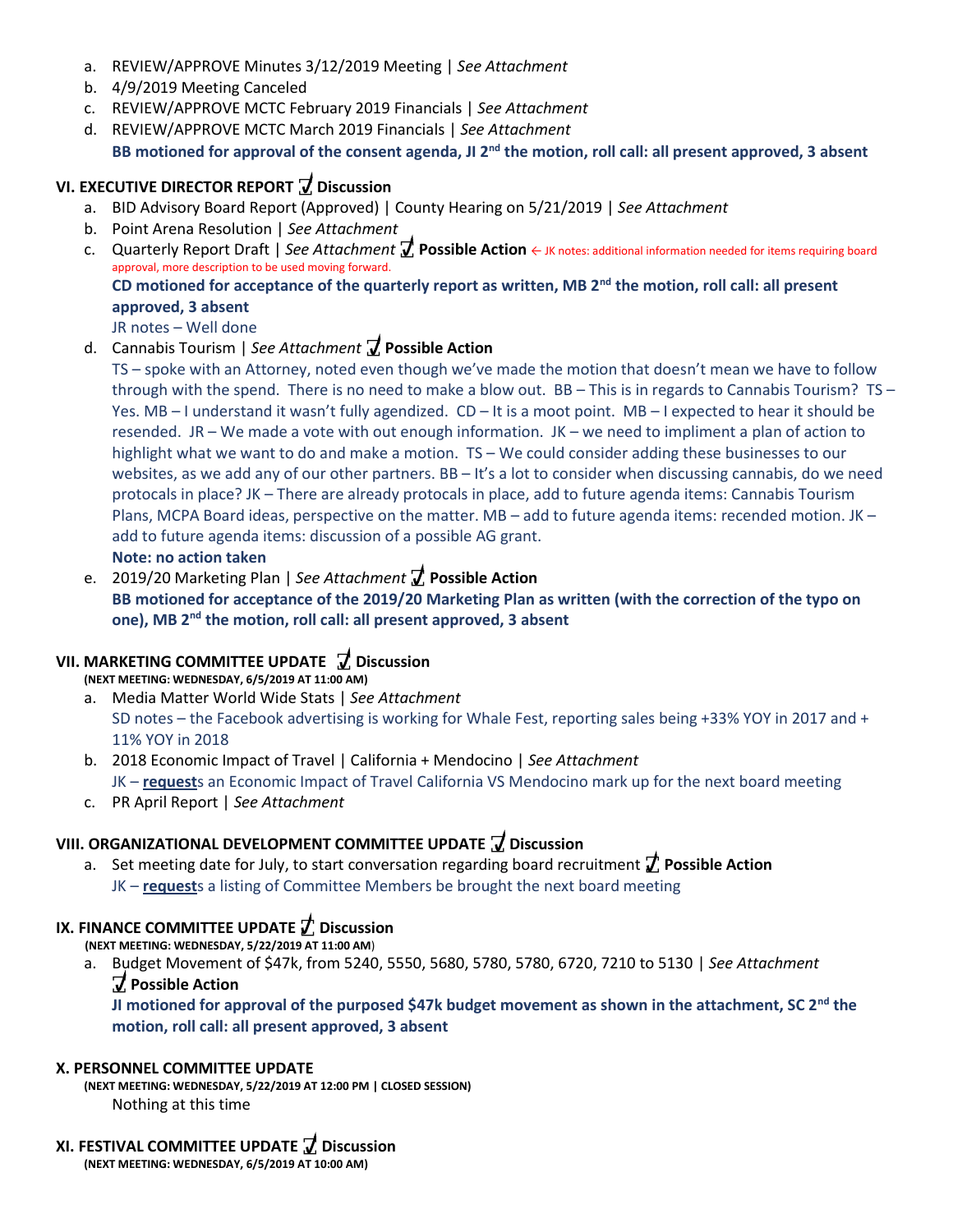a. REVIEW/APPROVE Minutes 3/12/2019 Meeting | *See Attachment*
b. 4/9/2019 Meeting Canceled
c. REVIEW/APPROVE MCTC February 2019 Financials | *See Attachment*
d. REVIEW/APPROVE MCTC March 2019 Financials | *See Attachment*
   **BB motioned for approval of the consent agenda, JI 2nd the motion, roll call: all present approved, 3 absent**

## VI. EXECUTIVE DIRECTOR REPORT ☑ Discussion

a. BID Advisory Board Report (Approved) | County Hearing on 5/21/2019 | *See Attachment*
b. Point Arena Resolution | *See Attachment*
c. Quarterly Report Draft | *See Attachment* ☑ **Possible Action** ← JK notes: additional information needed for items requiring board approval, more description to be used moving forward.
   **CD motioned for acceptance of the quarterly report as written, MB 2nd the motion, roll call: all present approved, 3 absent**
   JR notes – Well done
d. Cannabis Tourism | *See Attachment* ☑ **Possible Action**
   TS – spoke with an Attorney, noted even though we've made the motion that doesn't mean we have to follow through with the spend. There is no need to make a blow out. BB – This is in regards to Cannabis Tourism? TS – Yes. MB – I understand it wasn't fully agendized. CD – It is a moot point. MB – I expected to hear it should be resended. JR – We made a vote with out enough information. JK – we need to impliment a plan of action to highlight what we want to do and make a motion. TS – We could consider adding these businesses to our websites, as we add any of our other partners. BB – It's a lot to consider when discussing cannabis, do we need protocals in place? JK – There are already protocals in place, add to future agenda items: Cannabis Tourism Plans, MCPA Board ideas, perspective on the matter. MB – add to future agenda items: recended motion. JK – add to future agenda items: discussion of a possible AG grant.
   **Note: no action taken**
e. 2019/20 Marketing Plan | *See Attachment* ☑ **Possible Action**
   **BB motioned for acceptance of the 2019/20 Marketing Plan as written (with the correction of the typo on one), MB 2nd the motion, roll call: all present approved, 3 absent**

## VII. MARKETING COMMITTEE UPDATE ☑ Discussion

**(NEXT MEETING: WEDNESDAY, 6/5/2019 AT 11:00 AM)**

a. Media Matter World Wide Stats | *See Attachment*
   SD notes – the Facebook advertising is working for Whale Fest, reporting sales being +33% YOY in 2017 and + 11% YOY in 2018
b. 2018 Economic Impact of Travel | California + Mendocino | *See Attachment*
   JK – **request**s an Economic Impact of Travel California VS Mendocino mark up for the next board meeting
c. PR April Report | *See Attachment*

## VIII. ORGANIZATIONAL DEVELOPMENT COMMITTEE UPDATE ☑ Discussion

a. Set meeting date for July, to start conversation regarding board recruitment ☑ **Possible Action**
   JK – **request**s a listing of Committee Members be brought the next board meeting

## IX. FINANCE COMMITTEE UPDATE ☑ Discussion

**(NEXT MEETING: WEDNESDAY, 5/22/2019 AT 11:00 AM)**

a. Budget Movement of $47k, from 5240, 5550, 5680, 5780, 5780, 6720, 7210 to 5130 | *See Attachment*
   ☑ **Possible Action**
   **JI motioned for approval of the purposed $47k budget movement as shown in the attachment, SC 2nd the motion, roll call: all present approved, 3 absent**

## X. PERSONNEL COMMITTEE UPDATE

**(NEXT MEETING: WEDNESDAY, 5/22/2019 AT 12:00 PM | CLOSED SESSION)**

Nothing at this time

## XI. FESTIVAL COMMITTEE UPDATE ☑ Discussion

**(NEXT MEETING: WEDNESDAY, 6/5/2019 AT 10:00 AM)**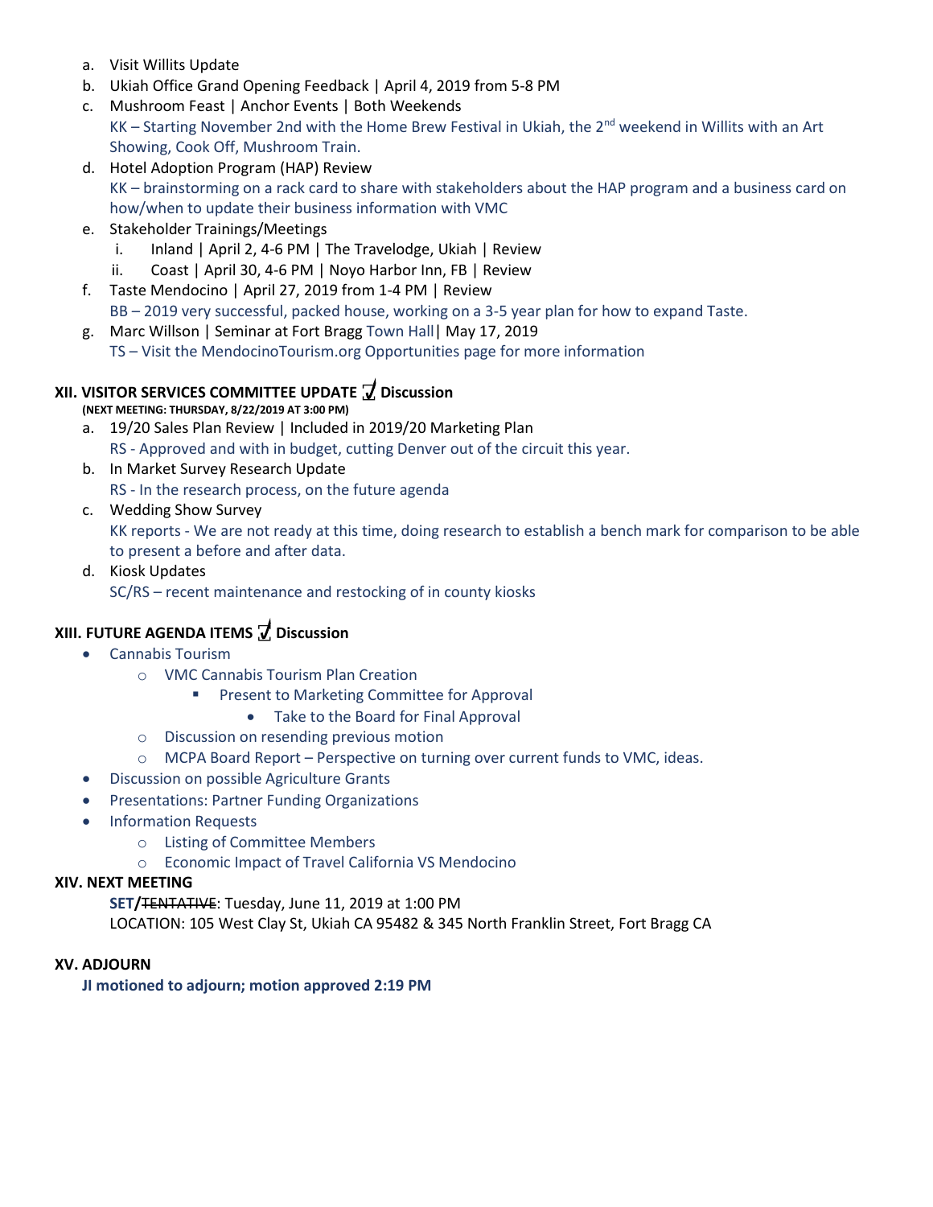a. Visit Willits Update
b. Ukiah Office Grand Opening Feedback | April 4, 2019 from 5-8 PM
c. Mushroom Feast | Anchor Events | Both Weekends
   KK – Starting November 2nd with the Home Brew Festival in Ukiah, the 2nd weekend in Willits with an Art Showing, Cook Off, Mushroom Train.
d. Hotel Adoption Program (HAP) Review
   KK – brainstorming on a rack card to share with stakeholders about the HAP program and a business card on how/when to update their business information with VMC
e. Stakeholder Trainings/Meetings
   i. Inland | April 2, 4-6 PM | The Travelodge, Ukiah | Review
   ii. Coast | April 30, 4-6 PM | Noyo Harbor Inn, FB | Review
f. Taste Mendocino | April 27, 2019 from 1-4 PM | Review
   BB – 2019 very successful, packed house, working on a 3-5 year plan for how to expand Taste.
g. Marc Willson | Seminar at Fort Bragg Town Hall| May 17, 2019
   TS – Visit the MendocinoTourism.org Opportunities page for more information

## XII. VISITOR SERVICES COMMITTEE UPDATE ☑ Discussion

**(NEXT MEETING: THURSDAY, 8/22/2019 AT 3:00 PM)**

a. 19/20 Sales Plan Review | Included in 2019/20 Marketing Plan
   RS - Approved and with in budget, cutting Denver out of the circuit this year.
b. In Market Survey Research Update
   RS - In the research process, on the future agenda
c. Wedding Show Survey
   KK reports - We are not ready at this time, doing research to establish a bench mark for comparison to be able to present a before and after data.
d. Kiosk Updates
   SC/RS – recent maintenance and restocking of in county kiosks

## XIII. FUTURE AGENDA ITEMS ☑ Discussion

- Cannabis Tourism
  - VMC Cannabis Tourism Plan Creation
    - Present to Marketing Committee for Approval
      - Take to the Board for Final Approval
  - Discussion on resending previous motion
  - MCPA Board Report – Perspective on turning over current funds to VMC, ideas.
- Discussion on possible Agriculture Grants
- Presentations: Partner Funding Organizations
- Information Requests
  - Listing of Committee Members
  - Economic Impact of Travel California VS Mendocino

## XIV. NEXT MEETING

**SET**/~~TENTATIVE~~: Tuesday, June 11, 2019 at 1:00 PM
LOCATION: 105 West Clay St, Ukiah CA 95482 & 345 North Franklin Street, Fort Bragg CA

## XV. ADJOURN

**JI motioned to adjourn; motion approved 2:19 PM**